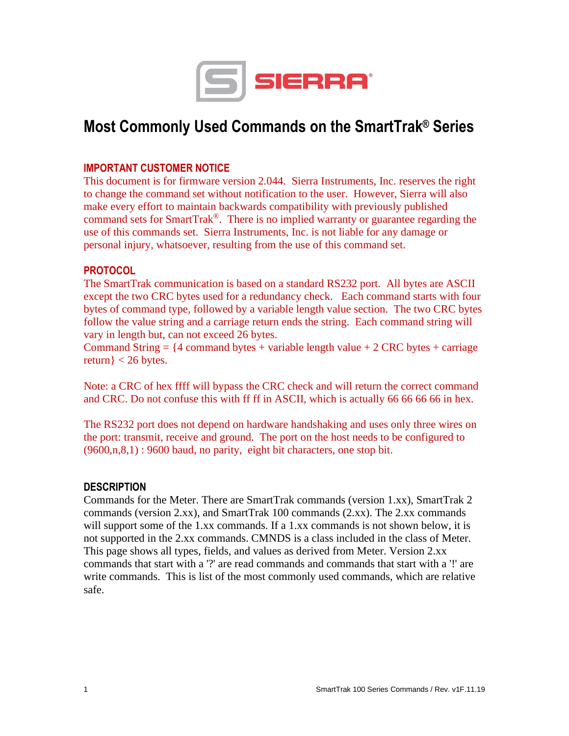# Most Commonly Used Commands on the SmartTrak® Series

## IMPORTANT CUSTOMER NOTICE

This document is for firmware version 2.044. Sierra Instruments, Inc. reserves the right to change the command set without notification to the user. However, Sierra will also make every effort to maintain backwards compatibility with previously published command sets for SmartTrak®. There is no implied warranty or guarantee regarding the use of this commands set. Sierra Instruments, Inc. is not liable for any damage or personal injury, whatsoever, resulting from the use of this command set.

## PROTOCOL

The SmartTrak communication is based on a standard RS232 port. All bytes are ASCII except the two CRC bytes used for a redundancy check. Each command starts with four bytes of command type, followed by a variable length value section. The two CRC bytes follow the value string and a carriage return ends the string. Each command string will vary in length but, can not exceed 26 bytes.
Command String = {4 command bytes + variable length value + 2 CRC bytes + carriage return} < 26 bytes.

Note: a CRC of hex ffff will bypass the CRC check and will return the correct command and CRC. Do not confuse this with ff ff in ASCII, which is actually 66 66 66 66 in hex.

The RS232 port does not depend on hardware handshaking and uses only three wires on the port: transmit, receive and ground. The port on the host needs to be configured to (9600,n,8,1) : 9600 baud, no parity, eight bit characters, one stop bit.

## DESCRIPTION

Commands for the Meter. There are SmartTrak commands (version 1.xx), SmartTrak 2 commands (version 2.xx), and SmartTrak 100 commands (2.xx). The 2.xx commands will support some of the 1.xx commands. If a 1.xx commands is not shown below, it is not supported in the 2.xx commands. CMNDS is a class included in the class of Meter. This page shows all types, fields, and values as derived from Meter. Version 2.xx commands that start with a '?' are read commands and commands that start with a '!' are write commands. This is list of the most commonly used commands, which are relative safe.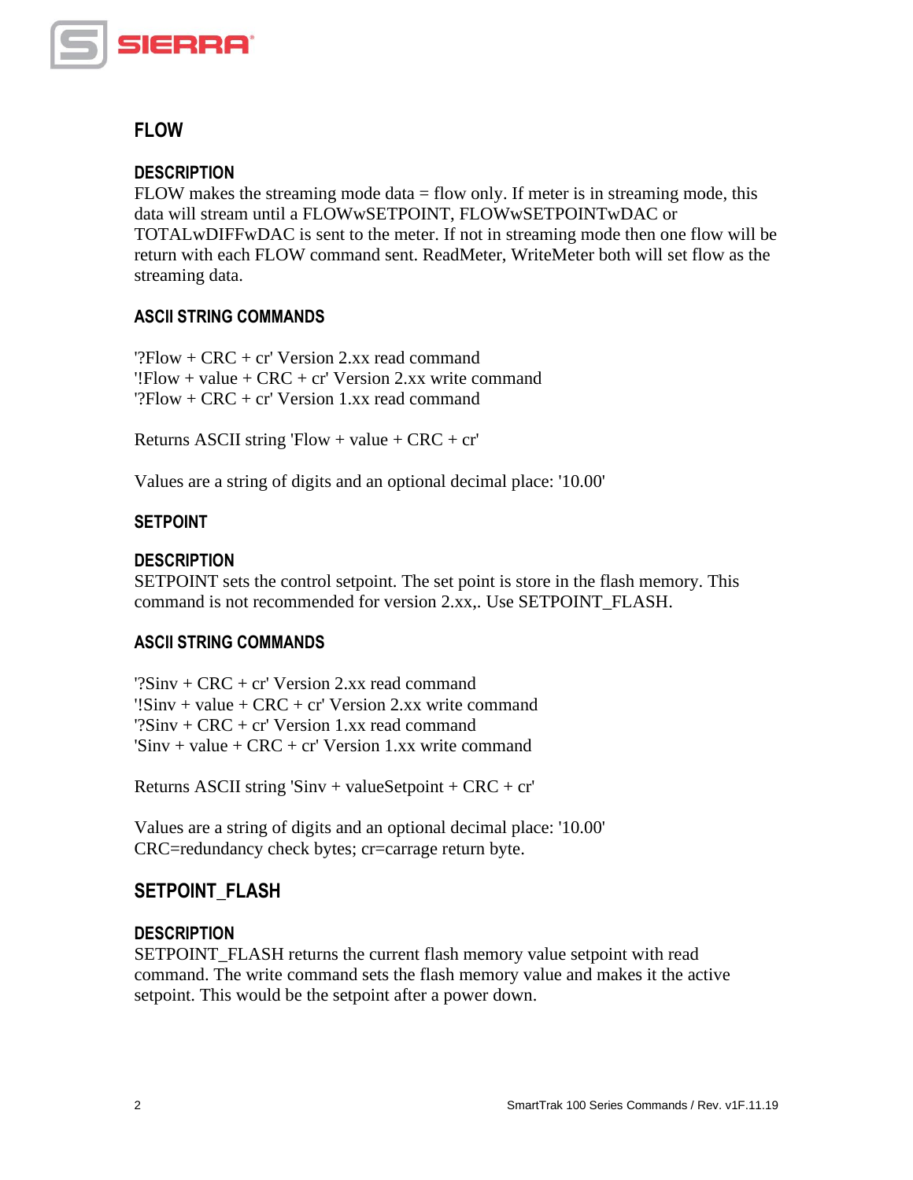## FLOW

### DESCRIPTION

FLOW makes the streaming mode data = flow only. If meter is in streaming mode, this data will stream until a FLOWwSETPOINT, FLOWwSETPOINTwDAC or TOTALwDIFFwDAC is sent to the meter. If not in streaming mode then one flow will be return with each FLOW command sent. ReadMeter, WriteMeter both will set flow as the streaming data.

### ASCII STRING COMMANDS

'?Flow + CRC + cr' Version 2.xx read command
'!Flow + value + CRC + cr' Version 2.xx write command
'?Flow + CRC + cr' Version 1.xx read command

Returns ASCII string 'Flow + value + CRC + cr'

Values are a string of digits and an optional decimal place: '10.00'

### SETPOINT

### DESCRIPTION

SETPOINT sets the control setpoint. The set point is store in the flash memory. This command is not recommended for version 2.xx,. Use SETPOINT_FLASH.

### ASCII STRING COMMANDS

'?Sinv + CRC + cr' Version 2.xx read command
'!Sinv + value + CRC + cr' Version 2.xx write command
'?Sinv + CRC + cr' Version 1.xx read command
'Sinv + value + CRC + cr' Version 1.xx write command

Returns ASCII string 'Sinv + valueSetpoint + CRC + cr'

Values are a string of digits and an optional decimal place: '10.00'
CRC=redundancy check bytes; cr=carrage return byte.

## SETPOINT_FLASH

### DESCRIPTION

SETPOINT_FLASH returns the current flash memory value setpoint with read command. The write command sets the flash memory value and makes it the active setpoint. This would be the setpoint after a power down.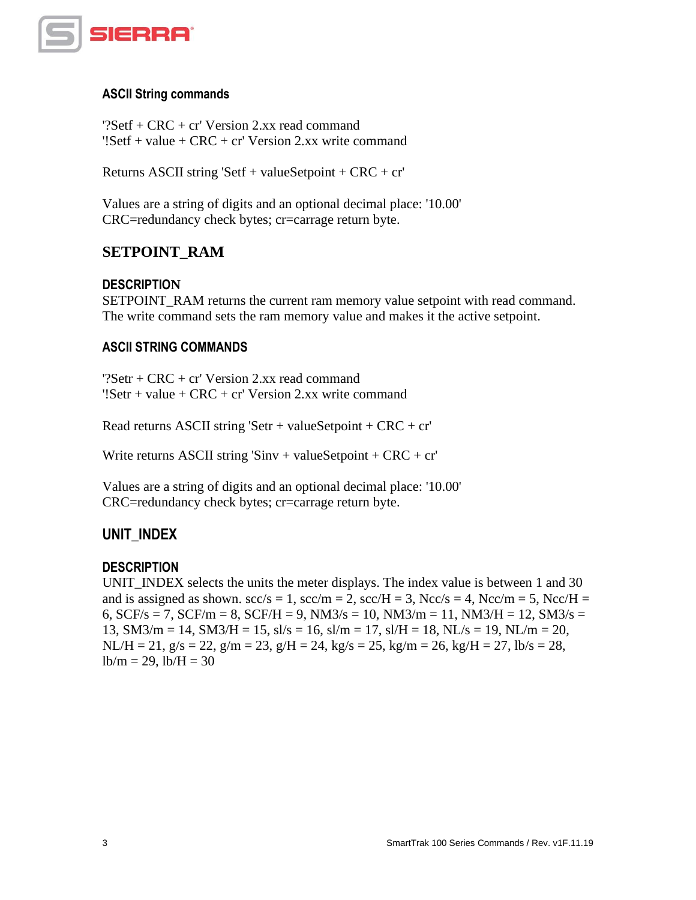#### ASCII String commands

'?Setf + CRC + cr' Version 2.xx read command
'!Setf + value + CRC + cr' Version 2.xx write command

Returns ASCII string 'Setf + valueSetpoint + CRC + cr'

Values are a string of digits and an optional decimal place: '10.00'
CRC=redundancy check bytes; cr=carrage return byte.

## SETPOINT_RAM

#### DESCRIPTION

SETPOINT_RAM returns the current ram memory value setpoint with read command. The write command sets the ram memory value and makes it the active setpoint.

#### ASCII STRING COMMANDS

'?Setr + CRC + cr' Version 2.xx read command
'!Setr + value + CRC + cr' Version 2.xx write command

Read returns ASCII string 'Setr + valueSetpoint + CRC + cr'

Write returns ASCII string 'Sinv + valueSetpoint + CRC + cr'

Values are a string of digits and an optional decimal place: '10.00'
CRC=redundancy check bytes; cr=carrage return byte.

## UNIT_INDEX

#### DESCRIPTION

UNIT_INDEX selects the units the meter displays. The index value is between 1 and 30 and is assigned as shown. scc/s = 1, scc/m = 2, scc/H = 3, Ncc/s = 4, Ncc/m = 5, Ncc/H = 6, SCF/s = 7, SCF/m = 8, SCF/H = 9, NM3/s = 10, NM3/m = 11, NM3/H = 12, SM3/s = 13, SM3/m = 14, SM3/H = 15, sl/s = 16, sl/m = 17, sl/H = 18, NL/s = 19, NL/m = 20, NL/H = 21, g/s = 22, g/m = 23, g/H = 24, kg/s = 25, kg/m = 26, kg/H = 27, lb/s = 28, lb/m = 29, lb/H = 30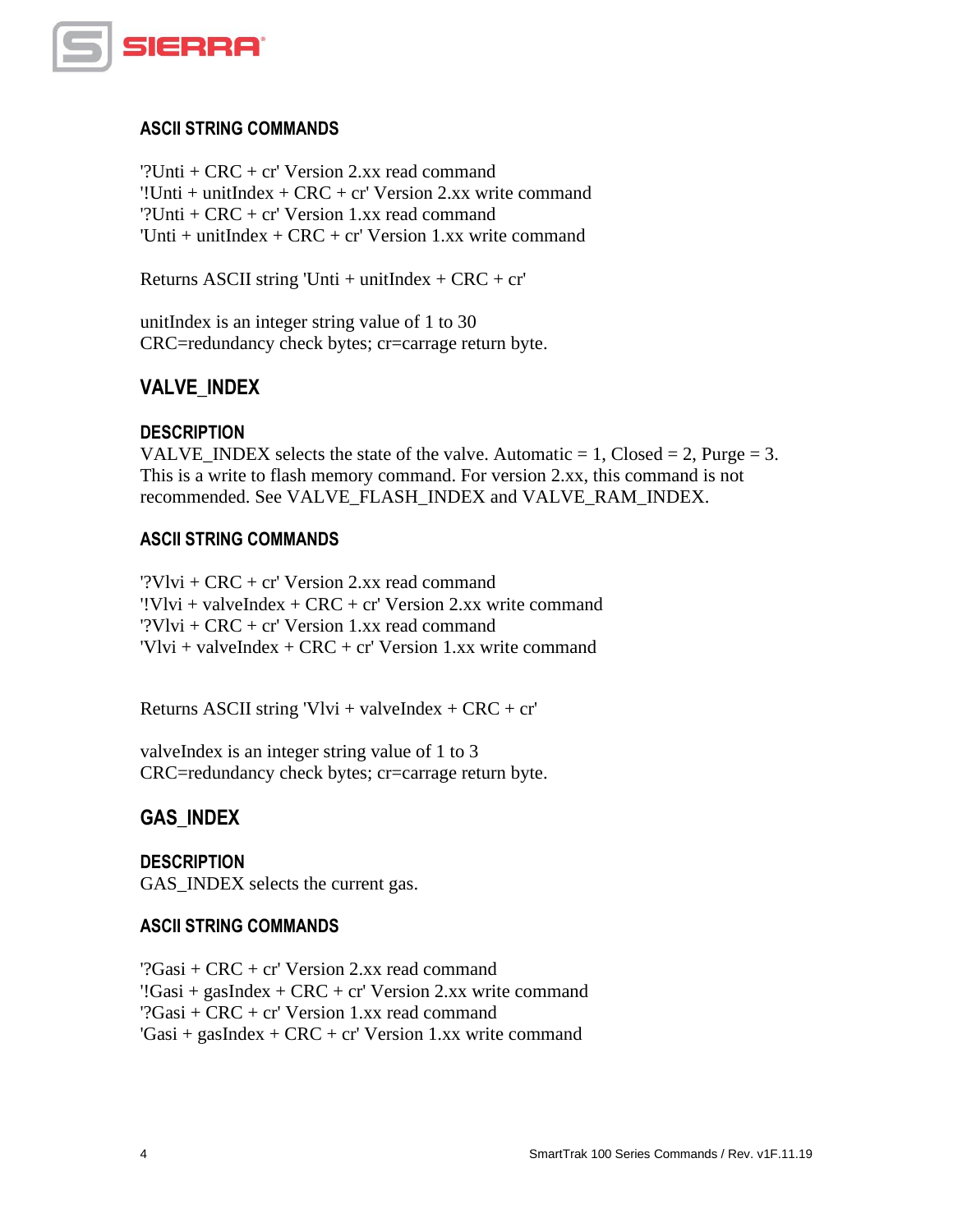### ASCII STRING COMMANDS

'?Unti + CRC + cr' Version 2.xx read command
'!Unti + unitIndex + CRC + cr' Version 2.xx write command
'?Unti + CRC + cr' Version 1.xx read command
'Unti + unitIndex + CRC + cr' Version 1.xx write command

Returns ASCII string 'Unti + unitIndex + CRC + cr'

unitIndex is an integer string value of 1 to 30
CRC=redundancy check bytes; cr=carrage return byte.

## VALVE_INDEX

### DESCRIPTION

VALVE_INDEX selects the state of the valve. Automatic = 1, Closed = 2, Purge = 3. This is a write to flash memory command. For version 2.xx, this command is not recommended. See VALVE_FLASH_INDEX and VALVE_RAM_INDEX.

### ASCII STRING COMMANDS

'?Vlvi + CRC + cr' Version 2.xx read command
'!Vlvi + valveIndex + CRC + cr' Version 2.xx write command
'?Vlvi + CRC + cr' Version 1.xx read command
'Vlvi + valveIndex + CRC + cr' Version 1.xx write command

Returns ASCII string 'Vlvi + valveIndex + CRC + cr'

valveIndex is an integer string value of 1 to 3
CRC=redundancy check bytes; cr=carrage return byte.

## GAS_INDEX

### DESCRIPTION

GAS_INDEX selects the current gas.

### ASCII STRING COMMANDS

'?Gasi + CRC + cr' Version 2.xx read command
'!Gasi + gasIndex + CRC + cr' Version 2.xx write command
'?Gasi + CRC + cr' Version 1.xx read command
'Gasi + gasIndex + CRC + cr' Version 1.xx write command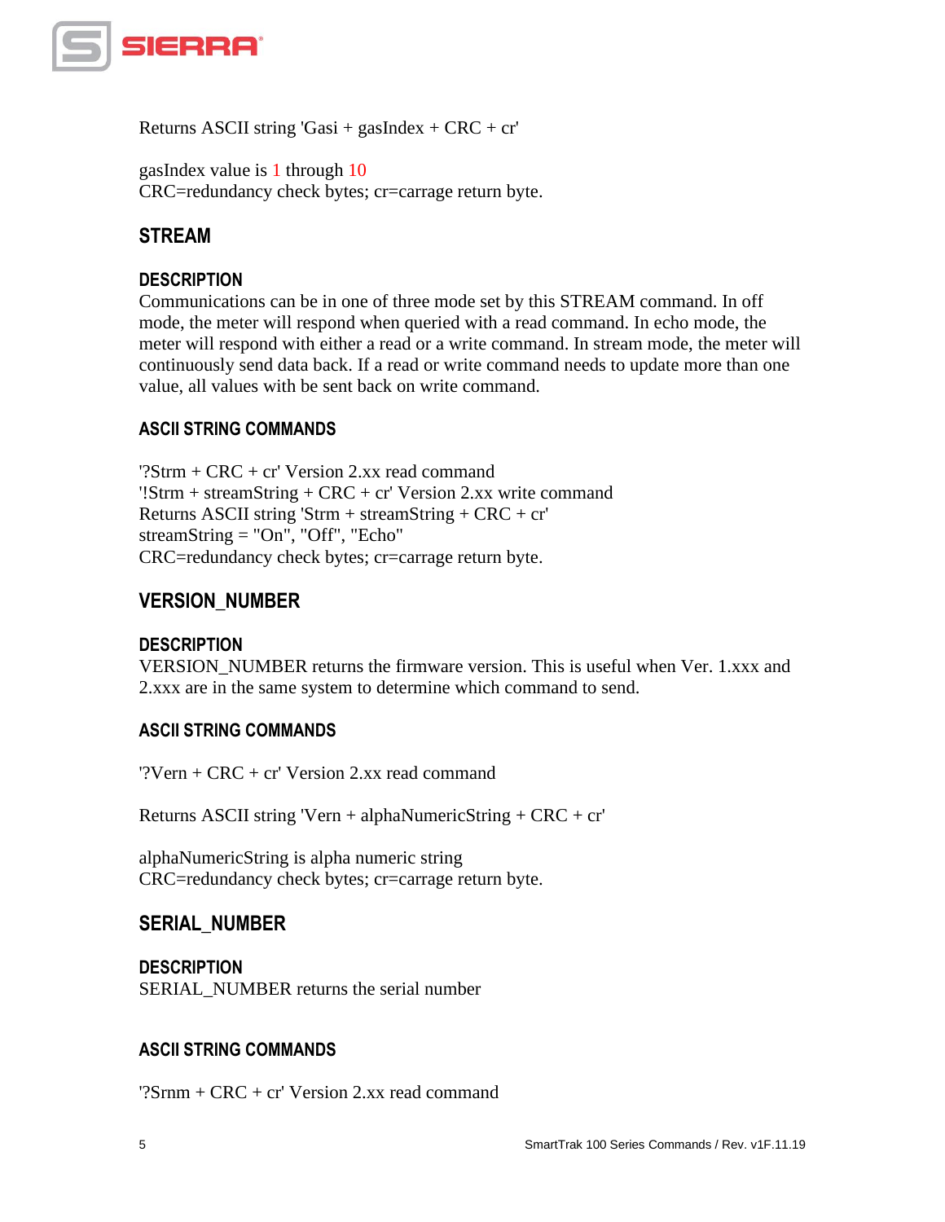Returns ASCII string 'Gasi + gasIndex + CRC + cr'

gasIndex value is 1 through 10
CRC=redundancy check bytes; cr=carrage return byte.

## STREAM

### DESCRIPTION

Communications can be in one of three mode set by this STREAM command. In off mode, the meter will respond when queried with a read command. In echo mode, the meter will respond with either a read or a write command. In stream mode, the meter will continuously send data back. If a read or write command needs to update more than one value, all values with be sent back on write command.

### ASCII STRING COMMANDS

'?Strm + CRC + cr' Version 2.xx read command
'!Strm + streamString + CRC + cr' Version 2.xx write command
Returns ASCII string 'Strm + streamString + CRC + cr'
streamString = "On", "Off", "Echo"
CRC=redundancy check bytes; cr=carrage return byte.

## VERSION_NUMBER

### DESCRIPTION

VERSION_NUMBER returns the firmware version. This is useful when Ver. 1.xxx and 2.xxx are in the same system to determine which command to send.

### ASCII STRING COMMANDS

'?Vern + CRC + cr' Version 2.xx read command

Returns ASCII string 'Vern + alphaNumericString + CRC + cr'

alphaNumericString is alpha numeric string
CRC=redundancy check bytes; cr=carrage return byte.

## SERIAL_NUMBER

### DESCRIPTION

SERIAL_NUMBER returns the serial number

### ASCII STRING COMMANDS

'?Srnm + CRC + cr' Version 2.xx read command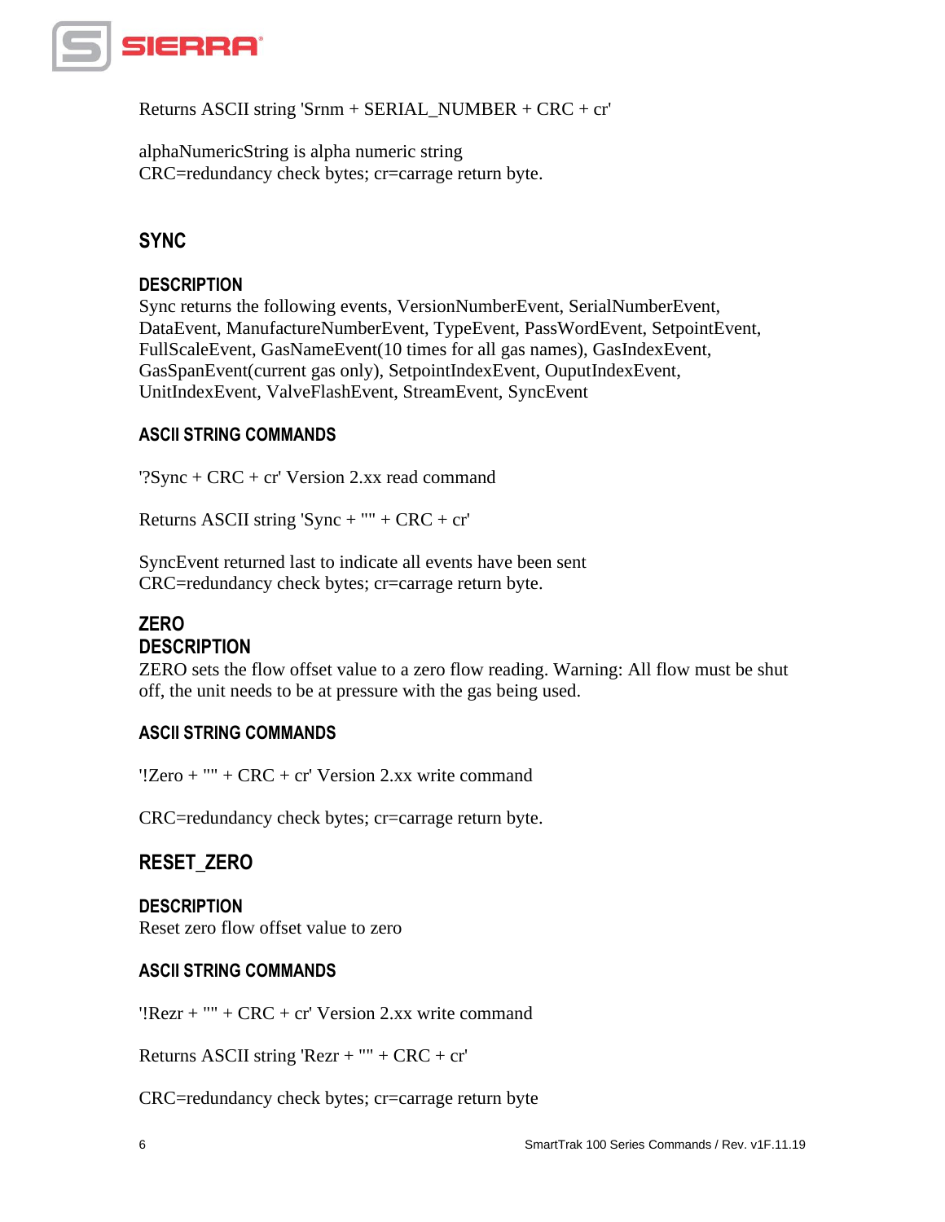Returns ASCII string 'Srnm + SERIAL_NUMBER + CRC + cr'

alphaNumericString is alpha numeric string
CRC=redundancy check bytes; cr=carrage return byte.

## SYNC

### DESCRIPTION

Sync returns the following events, VersionNumberEvent, SerialNumberEvent, DataEvent, ManufactureNumberEvent, TypeEvent, PassWordEvent, SetpointEvent, FullScaleEvent, GasNameEvent(10 times for all gas names), GasIndexEvent, GasSpanEvent(current gas only), SetpointIndexEvent, OuputIndexEvent, UnitIndexEvent, ValveFlashEvent, StreamEvent, SyncEvent

### ASCII STRING COMMANDS

'?Sync + CRC + cr' Version 2.xx read command

Returns ASCII string 'Sync + "" + CRC + cr'

SyncEvent returned last to indicate all events have been sent
CRC=redundancy check bytes; cr=carrage return byte.

## ZERO

### DESCRIPTION

ZERO sets the flow offset value to a zero flow reading. Warning: All flow must be shut off, the unit needs to be at pressure with the gas being used.

### ASCII STRING COMMANDS

'!Zero + "" + CRC + cr' Version 2.xx write command

CRC=redundancy check bytes; cr=carrage return byte.

## RESET_ZERO

### DESCRIPTION

Reset zero flow offset value to zero

### ASCII STRING COMMANDS

'!Rezr + "" + CRC + cr' Version 2.xx write command

Returns ASCII string 'Rezr + "" + CRC + cr'

CRC=redundancy check bytes; cr=carrage return byte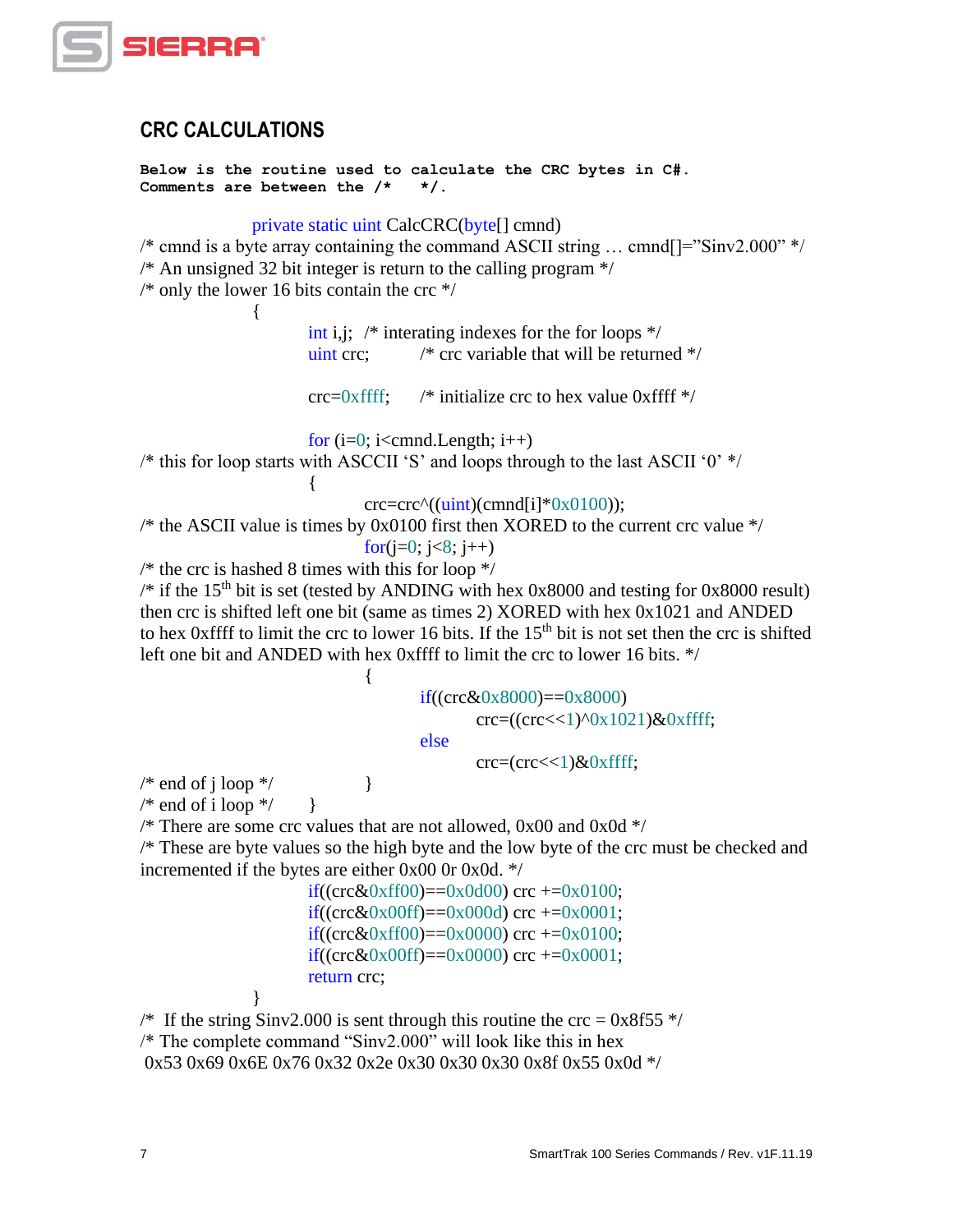## CRC CALCULATIONS

**Below is the routine used to calculate the CRC bytes in C#.**
**Comments are between the /*   */.**

```
                private static uint CalcCRC(byte[] cmnd)
/* cmnd is a byte array containing the command ASCII string … cmnd[]="Sinv2.000" */
/* An unsigned 32 bit integer is return to the calling program */
/* only the lower 16 bits contain the crc */
                {
                        int i,j;  /* interating indexes for the for loops */
                        uint crc;         /* crc variable that will be returned */

                        crc=0xffff;     /* initialize crc to hex value 0xffff */

                        for (i=0; i<cmnd.Length; i++)
/* this for loop starts with ASCCII 'S' and loops through to the last ASCII '0' */
                        {
                                crc=crc^((uint)(cmnd[i]*0x0100));
/* the ASCII value is times by 0x0100 first then XORED to the current crc value */
                                for(j=0; j<8; j++)
/* the crc is hashed 8 times with this for loop */
/* if the 15th bit is set (tested by ANDING with hex 0x8000 and testing for 0x8000 result)
then crc is shifted left one bit (same as times 2) XORED with hex 0x1021 and ANDED
to hex 0xffff to limit the crc to lower 16 bits. If the 15th bit is not set then the crc is shifted
left one bit and ANDED with hex 0xffff to limit the crc to lower 16 bits. */
                                {
                                        if((crc&0x8000)==0x8000)
                                                crc=((crc<<1)^0x1021)&0xffff;
                                        else
                                                crc=(crc<<1)&0xffff;
/* end of j loop */                  }
/* end of i loop */      }
/* There are some crc values that are not allowed, 0x00 and 0x0d */
/* These are byte values so the high byte and the low byte of the crc must be checked and
incremented if the bytes are either 0x00 0r 0x0d. */
                        if((crc&0xff00)==0x0d00) crc +=0x0100;
                        if((crc&0x00ff)==0x000d) crc +=0x0001;
                        if((crc&0xff00)==0x0000) crc +=0x0100;
                        if((crc&0x00ff)==0x0000) crc +=0x0001;
                        return crc;
                }
/*  If the string Sinv2.000 is sent through this routine the crc = 0x8f55 */
/* The complete command "Sinv2.000" will look like this in hex
 0x53 0x69 0x6E 0x76 0x32 0x2e 0x30 0x30 0x30 0x8f 0x55 0x0d */
```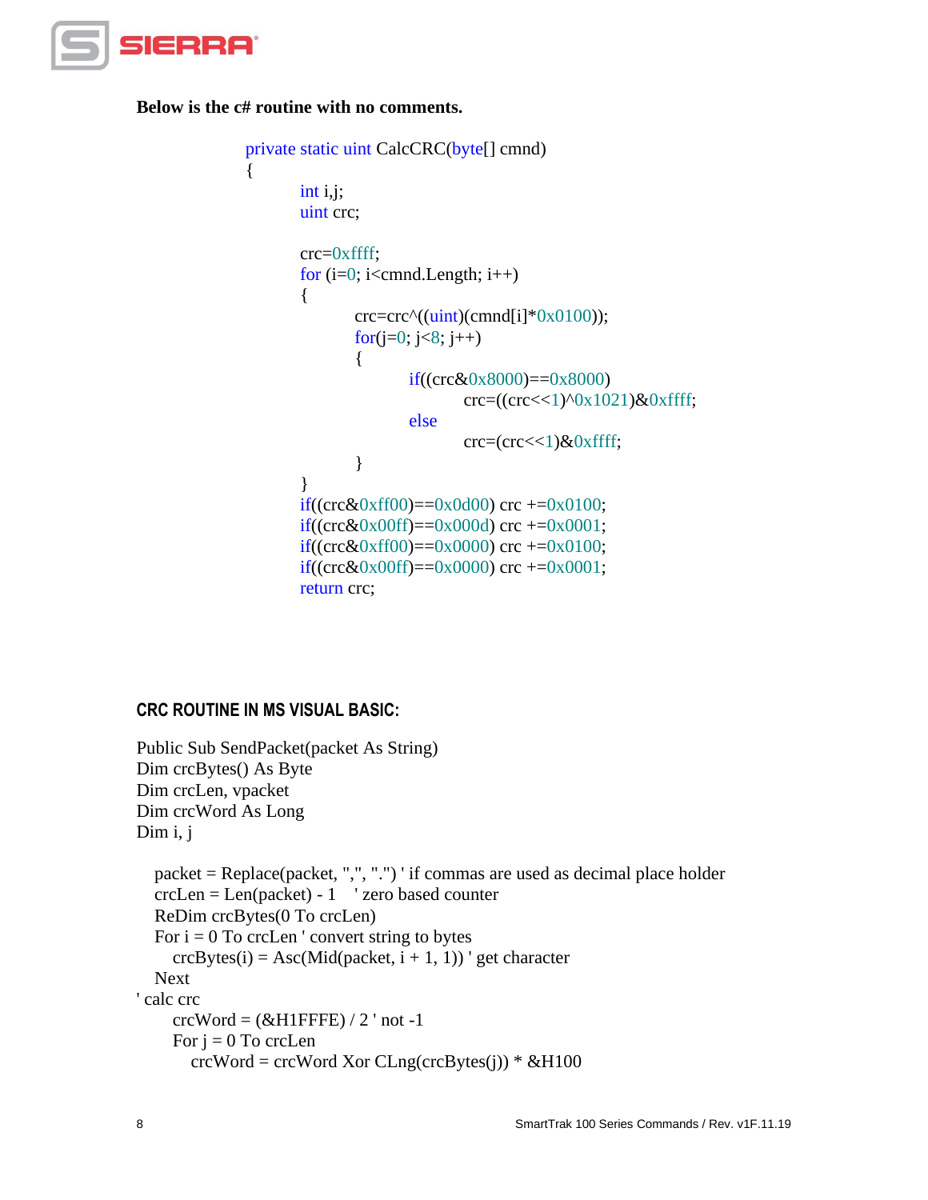**Below is the c# routine with no comments.**

```
private static uint CalcCRC(byte[] cmnd)
{
        int i,j;
        uint crc;

        crc=0xffff;
        for (i=0; i<cmnd.Length; i++)
        {
                crc=crc^((uint)(cmnd[i]*0x0100));
                for(j=0; j<8; j++)
                {
                        if((crc&0x8000)==0x8000)
                                crc=((crc<<1)^0x1021)&0xffff;
                        else
                                crc=(crc<<1)&0xffff;
                }
        }
        if((crc&0xff00)==0x0d00) crc +=0x0100;
        if((crc&0x00ff)==0x000d) crc +=0x0001;
        if((crc&0xff00)==0x0000) crc +=0x0100;
        if((crc&0x00ff)==0x0000) crc +=0x0001;
        return crc;
```

**CRC ROUTINE IN MS VISUAL BASIC:**

```
Public Sub SendPacket(packet As String)
Dim crcBytes() As Byte
Dim crcLen, vpacket
Dim crcWord As Long
Dim i, j

   packet = Replace(packet, ",", ".") ' if commas are used as decimal place holder
   crcLen = Len(packet) - 1    ' zero based counter
   ReDim crcBytes(0 To crcLen)
   For i = 0 To crcLen ' convert string to bytes
      crcBytes(i) = Asc(Mid(packet, i + 1, 1)) ' get character
   Next
' calc crc
      crcWord = (&H1FFFE) / 2 ' not -1
      For j = 0 To crcLen
         crcWord = crcWord Xor CLng(crcBytes(j)) * &H100
```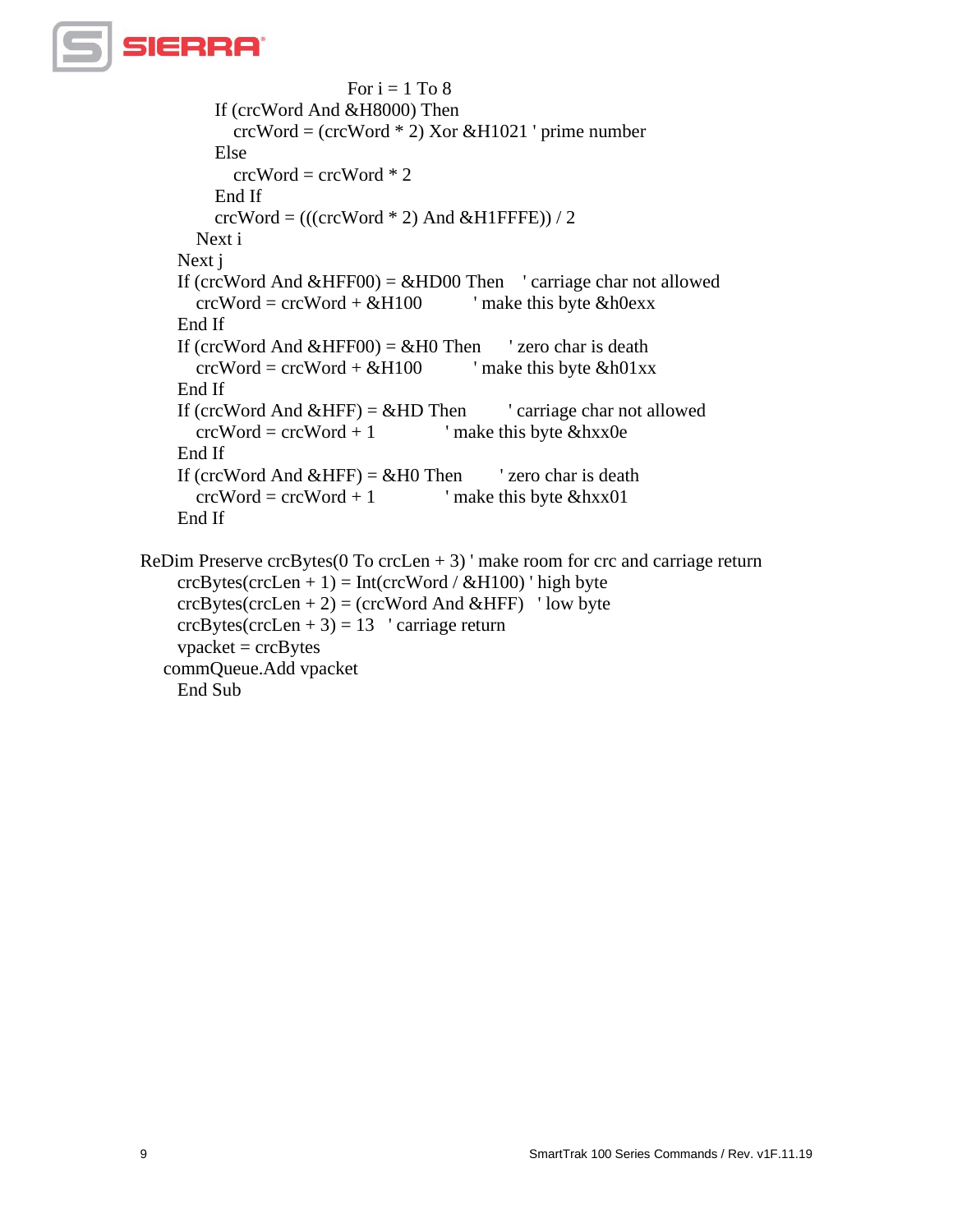```
                For i = 1 To 8
        If (crcWord And &H8000) Then
            crcWord = (crcWord * 2) Xor &H1021 ' prime number
        Else
            crcWord = crcWord * 2
        End If
        crcWord = (((crcWord * 2) And &H1FFFE)) / 2
      Next i
    Next j
    If (crcWord And &HFF00) = &HD00 Then    ' carriage char not allowed
      crcWord = crcWord + &H100          ' make this byte &h0exx
    End If
    If (crcWord And &HFF00) = &H0 Then     ' zero char is death
      crcWord = crcWord + &H100          ' make this byte &h01xx
    End If
    If (crcWord And &HFF) = &HD Then       ' carriage char not allowed
      crcWord = crcWord + 1              ' make this byte &hxx0e
    End If
    If (crcWord And &HFF) = &H0 Then       ' zero char is death
      crcWord = crcWord + 1              ' make this byte &hxx01
    End If

ReDim Preserve crcBytes(0 To crcLen + 3) ' make room for crc and carriage return
    crcBytes(crcLen + 1) = Int(crcWord / &H100) ' high byte
    crcBytes(crcLen + 2) = (crcWord And &HFF)   ' low byte
    crcBytes(crcLen + 3) = 13   ' carriage return
    vpacket = crcBytes
  commQueue.Add vpacket
    End Sub
```